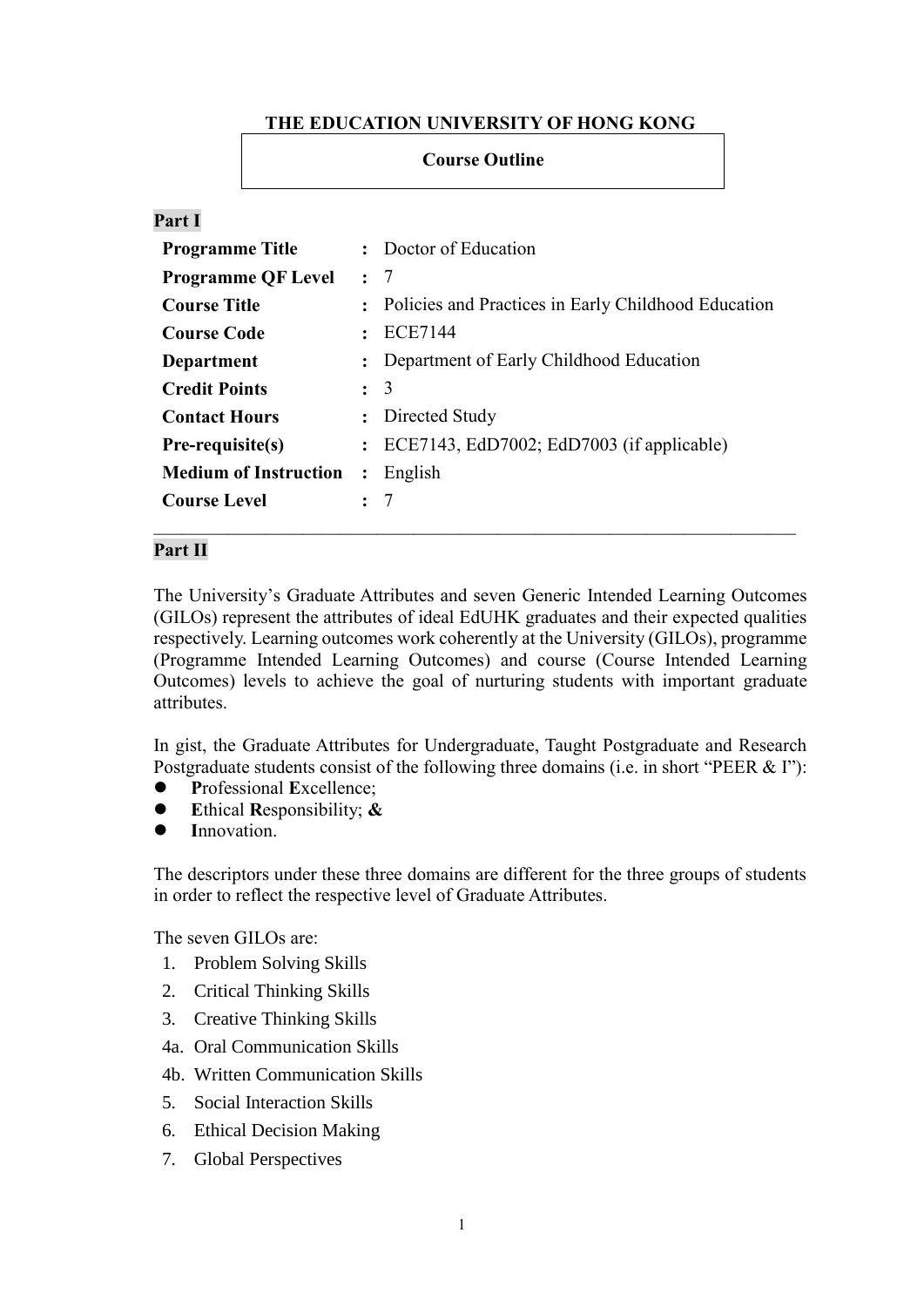**THE EDUCATION UNIVERSITY OF HONG KONG**

**Course Outline**

**Part I**

| | | |
|---|---|---|
| **Programme Title** | : | Doctor of Education |
| **Programme QF Level** | : | 7 |
| **Course Title** | : | Policies and Practices in Early Childhood Education |
| **Course Code** | : | ECE7144 |
| **Department** | : | Department of Early Childhood Education |
| **Credit Points** | : | 3 |
| **Contact Hours** | : | Directed Study |
| **Pre-requisite(s)** | : | ECE7143, EdD7002; EdD7003 (if applicable) |
| **Medium of Instruction** | : | English |
| **Course Level** | : | 7 |

---

**Part II**

The University's Graduate Attributes and seven Generic Intended Learning Outcomes (GILOs) represent the attributes of ideal EdUHK graduates and their expected qualities respectively. Learning outcomes work coherently at the University (GILOs), programme (Programme Intended Learning Outcomes) and course (Course Intended Learning Outcomes) levels to achieve the goal of nurturing students with important graduate attributes.

In gist, the Graduate Attributes for Undergraduate, Taught Postgraduate and Research Postgraduate students consist of the following three domains (i.e. in short "PEER & I"):

- **P**rofessional **E**xcellence;
- **E**thical **R**esponsibility; **&**
- **I**nnovation.

The descriptors under these three domains are different for the three groups of students in order to reflect the respective level of Graduate Attributes.

The seven GILOs are:

1. Problem Solving Skills
2. Critical Thinking Skills
3. Creative Thinking Skills

4a. Oral Communication Skills

4b. Written Communication Skills

5. Social Interaction Skills
6. Ethical Decision Making
7. Global Perspectives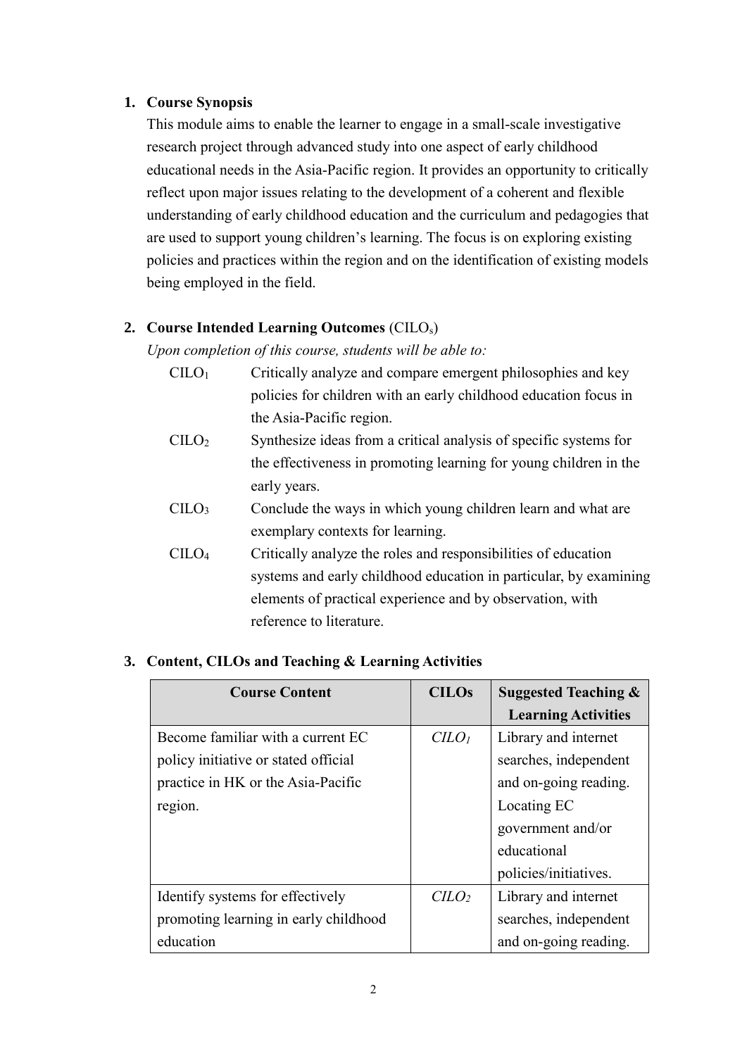## 1. Course Synopsis

This module aims to enable the learner to engage in a small-scale investigative research project through advanced study into one aspect of early childhood educational needs in the Asia-Pacific region. It provides an opportunity to critically reflect upon major issues relating to the development of a coherent and flexible understanding of early childhood education and the curriculum and pedagogies that are used to support young children's learning. The focus is on exploring existing policies and practices within the region and on the identification of existing models being employed in the field.

## 2. Course Intended Learning Outcomes (CILO$_s$)

*Upon completion of this course, students will be able to:*

- CILO$_1$ Critically analyze and compare emergent philosophies and key policies for children with an early childhood education focus in the Asia-Pacific region.
- CILO$_2$ Synthesize ideas from a critical analysis of specific systems for the effectiveness in promoting learning for young children in the early years.
- CILO$_3$ Conclude the ways in which young children learn and what are exemplary contexts for learning.
- CILO$_4$ Critically analyze the roles and responsibilities of education systems and early childhood education in particular, by examining elements of practical experience and by observation, with reference to literature.

## 3. Content, CILOs and Teaching & Learning Activities

| Course Content | CILOs | Suggested Teaching & Learning Activities |
|---|---|---|
| Become familiar with a current EC policy initiative or stated official practice in HK or the Asia-Pacific region. | *CILO$_1$* | Library and internet searches, independent and on-going reading. Locating EC government and/or educational policies/initiatives. |
| Identify systems for effectively promoting learning in early childhood education | *CILO$_2$* | Library and internet searches, independent and on-going reading. |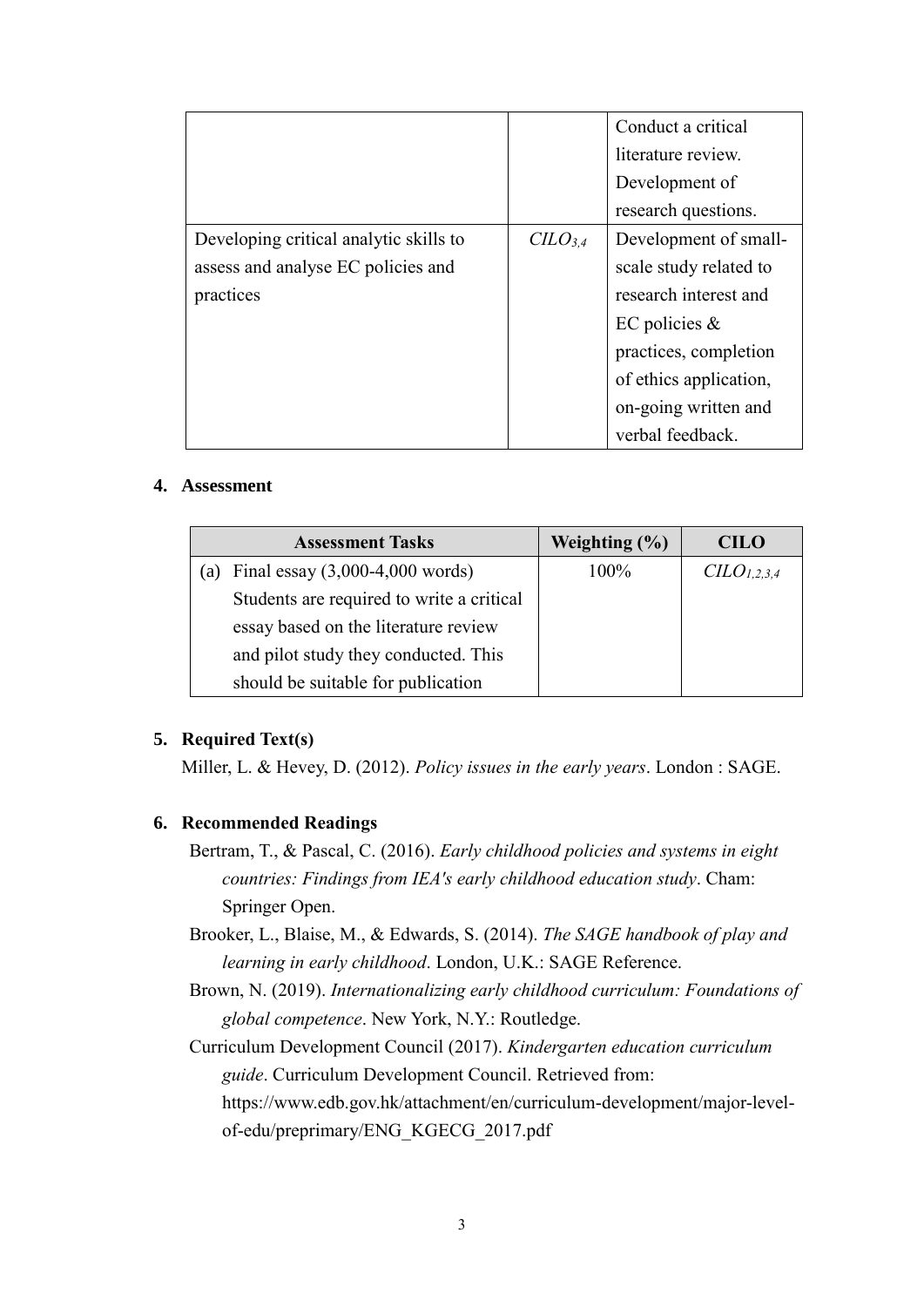| | | |
|---|---|---|
| | | Conduct a critical literature review. Development of research questions. |
| Developing critical analytic skills to assess and analyse EC policies and practices | $CILO_{3,4}$ | Development of small-scale study related to research interest and EC policies & practices, completion of ethics application, on-going written and verbal feedback. |

## 4. Assessment

| Assessment Tasks | Weighting (%) | CILO |
|---|---|---|
| (a) Final essay (3,000-4,000 words) Students are required to write a critical essay based on the literature review and pilot study they conducted. This should be suitable for publication | 100% | $CILO_{1,2,3,4}$ |

## 5. Required Text(s)

Miller, L. & Hevey, D. (2012). *Policy issues in the early years*. London : SAGE.

## 6. Recommended Readings

Bertram, T., & Pascal, C. (2016). *Early childhood policies and systems in eight countries: Findings from IEA's early childhood education study*. Cham: Springer Open.

Brooker, L., Blaise, M., & Edwards, S. (2014). *The SAGE handbook of play and learning in early childhood*. London, U.K.: SAGE Reference.

Brown, N. (2019). *Internationalizing early childhood curriculum: Foundations of global competence*. New York, N.Y.: Routledge.

Curriculum Development Council (2017). *Kindergarten education curriculum guide*. Curriculum Development Council. Retrieved from: https://www.edb.gov.hk/attachment/en/curriculum-development/major-level-of-edu/preprimary/ENG_KGECG_2017.pdf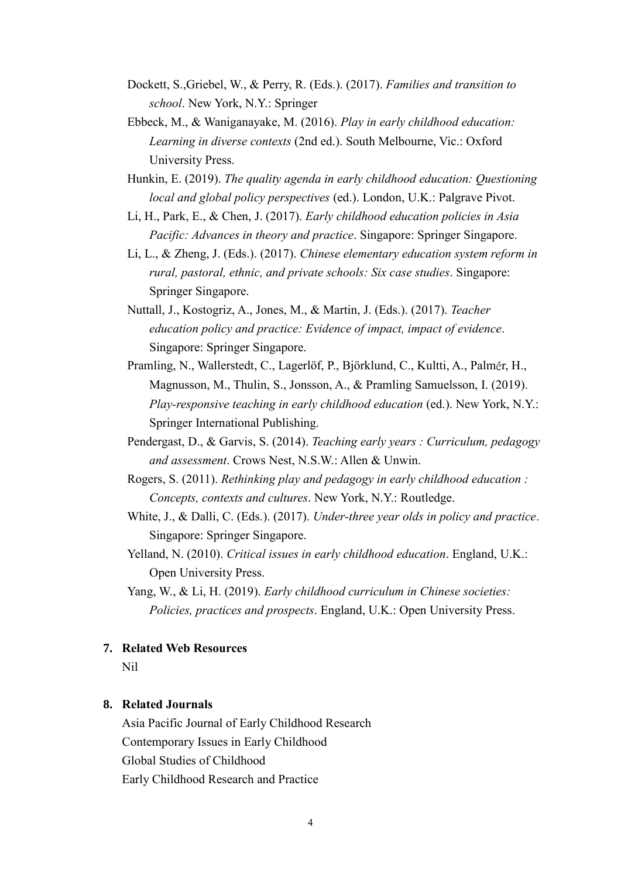Dockett, S.,Griebel, W., & Perry, R. (Eds.). (2017). *Families and transition to school*. New York, N.Y.: Springer

Ebbeck, M., & Waniganayake, M. (2016). *Play in early childhood education: Learning in diverse contexts* (2nd ed.). South Melbourne, Vic.: Oxford University Press.

Hunkin, E. (2019). *The quality agenda in early childhood education: Questioning local and global policy perspectives* (ed.). London, U.K.: Palgrave Pivot.

Li, H., Park, E., & Chen, J. (2017). *Early childhood education policies in Asia Pacific: Advances in theory and practice*. Singapore: Springer Singapore.

Li, L., & Zheng, J. (Eds.). (2017). *Chinese elementary education system reform in rural, pastoral, ethnic, and private schools: Six case studies*. Singapore: Springer Singapore.

Nuttall, J., Kostogriz, A., Jones, M., & Martin, J. (Eds.). (2017). *Teacher education policy and practice: Evidence of impact, impact of evidence*. Singapore: Springer Singapore.

Pramling, N., Wallerstedt, C., Lagerlöf, P., Björklund, C., Kultti, A., Palmér, H., Magnusson, M., Thulin, S., Jonsson, A., & Pramling Samuelsson, I. (2019). *Play-responsive teaching in early childhood education* (ed.). New York, N.Y.: Springer International Publishing.

Pendergast, D., & Garvis, S. (2014). *Teaching early years : Curriculum, pedagogy and assessment*. Crows Nest, N.S.W.: Allen & Unwin.

Rogers, S. (2011). *Rethinking play and pedagogy in early childhood education : Concepts, contexts and cultures*. New York, N.Y.: Routledge.

White, J., & Dalli, C. (Eds.). (2017). *Under-three year olds in policy and practice*. Singapore: Springer Singapore.

Yelland, N. (2010). *Critical issues in early childhood education*. England, U.K.: Open University Press.

Yang, W., & Li, H. (2019). *Early childhood curriculum in Chinese societies: Policies, practices and prospects*. England, U.K.: Open University Press.

**7. Related Web Resources**

Nil

**8. Related Journals**

Asia Pacific Journal of Early Childhood Research
Contemporary Issues in Early Childhood
Global Studies of Childhood
Early Childhood Research and Practice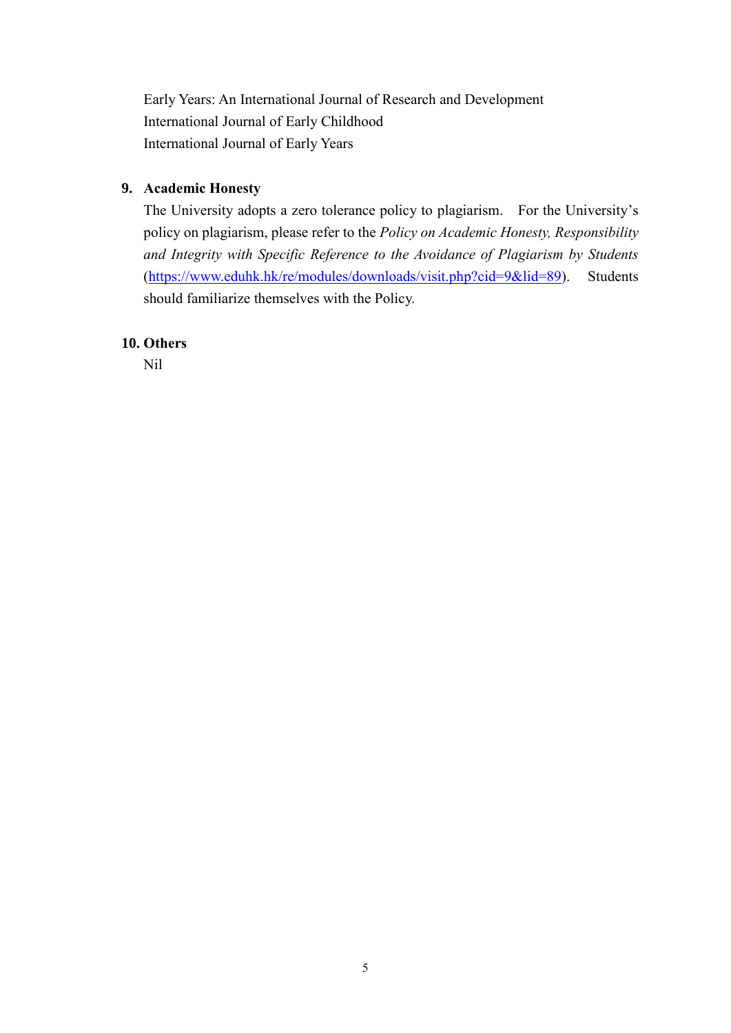Early Years: An International Journal of Research and Development
International Journal of Early Childhood
International Journal of Early Years

## 9. Academic Honesty

The University adopts a zero tolerance policy to plagiarism. For the University's policy on plagiarism, please refer to the *Policy on Academic Honesty, Responsibility and Integrity with Specific Reference to the Avoidance of Plagiarism by Students* (https://www.eduhk.hk/re/modules/downloads/visit.php?cid=9&lid=89). Students should familiarize themselves with the Policy.

## 10. Others

Nil